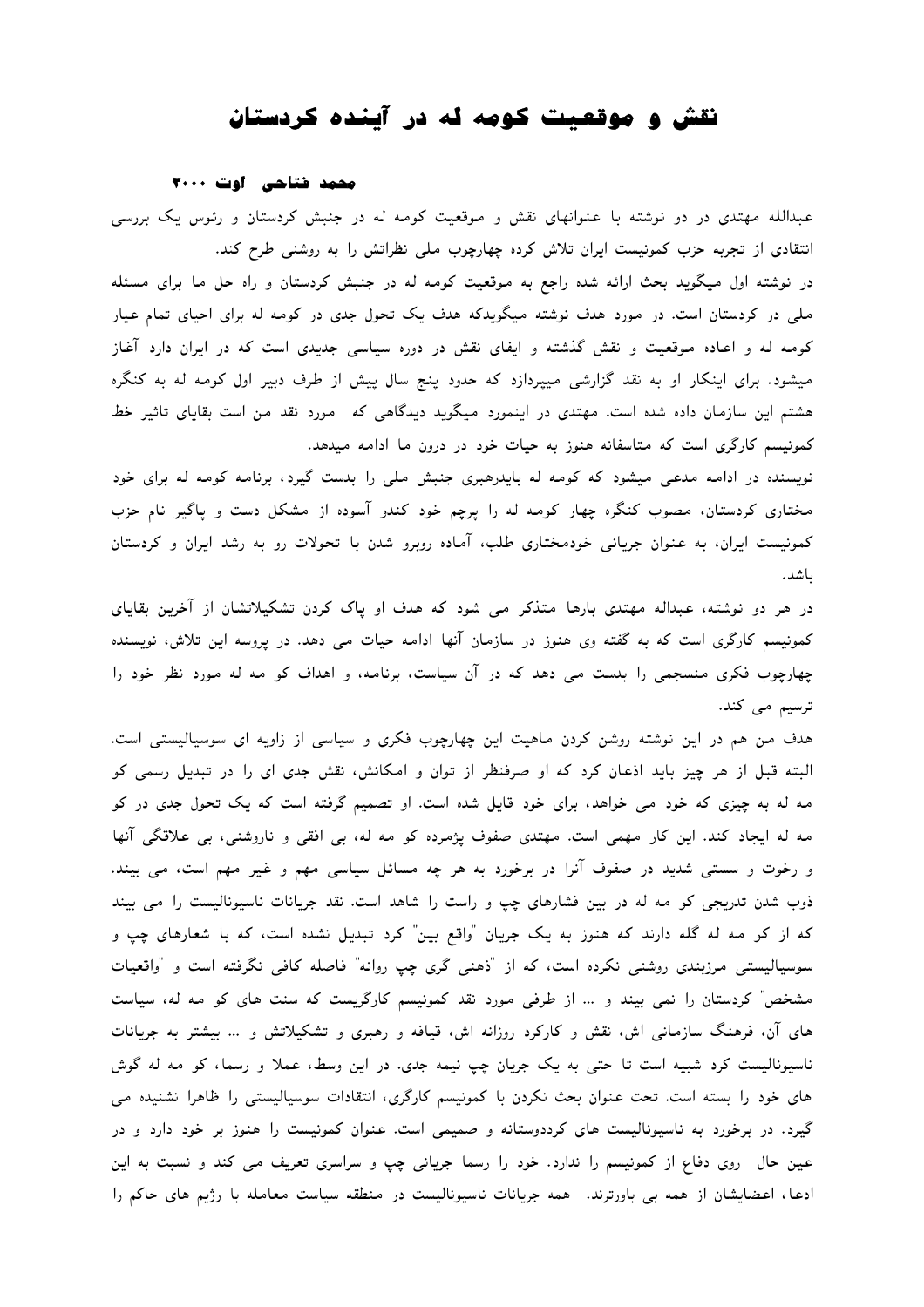# نقش و موقعیت کومه له در آینده کردستان

**محمد فتاحی اوت ۲۰۰۰**

عبدالله مهتدی در دو نوشته با عنوانهای نقش و موقعیت کومه له در جنبش کردستان و رئوس یک بررسی انتقادی از تجربه حزب کمونیست ایران تلاش کرده چهارچوب ملی نظراتش را به روشنی طرح کند.

در نوشته اول میگوید بحث ارائه شده راجع به موقعیت کومه له در جنبش کردستان و راه حل ما برای مسئله ملی در کردستان است. در مورد هدف نوشته میگویدکه هدف یک تحول جدی در کومه له برای احیای تمام عیار کومه له و اعاده موقعیت و نقش گذشته و ایفای نقش در دوره سیاسی جدیدی است که در ایران دارد آغاز میشود. برای اینکار او به نقد گزارشی میپردازد که حدود پنج سال پیش از طرف دبیر اول کومه له به کنگره هشتم این سازمان داده شده است. مهتدی در اینمورد میگوید دیدگاهی که مورد نقد من است بقایای تاثیر خط کمونیسم کارگری است که متاسفانه هنوز به حیات خود در درون ما ادامه میدهد.

نویسنده در ادامه مدعی میشود که کومه له بایدرهبری جنبش ملی را بدست گیرد، برنامه کومه له برای خود مختاری کردستان، مصوب کنگره چهار کومه له را پرچم خود کندو آسوده از مشکل دست و پاگیر نام حزب کمونیست ایران، به عنوان جریانی خودمختاری طلب، آماده روبرو شدن با تحولات رو به رشد ایران و کردستان باشد.

در هر دو نوشته، عبداله مهتدی بارها متذکر می شود که هدف او پاک کردن تشکیلاتشان از آخرین بقایای کمونیسم کارگری است که به گفته وی هنوز در سازمان آنها ادامه حیات می دهد. در پروسه این تلاش، نویسنده چهارچوب فکری منسجمی را بدست می دهد که در آن سیاست، برنامه، و اهداف کو مه له مورد نظر خود را ترسیم می کند.

هدف من هم در این نوشته روشن کردن ماهیت این چهارچوب فکری و سیاسی از زاویه ای سوسیالیستی است. البته قبل از هر چیز باید اذعان کرد که او صرفنظر از توان و امکانش، نقش جدی ای را در تبدیل رسمی کو مه له به چیزی که خود می خواهد، برای خود قایل شده است. او تصمیم گرفته است که یک تحول جدی در کو مه له ایجاد کند. این کار مهمی است. مهتدی صفوف پژمرده کو مه له، بی افقی و ناروشنی، بی علاقگی آنها و رخوت و سستی شدید در صفوف آنرا در برخورد به هر چه مسائل سیاسی مهم و غیر مهم است، می بیند. ذوب شدن تدریجی کو مه له در بین فشارهای چپ و راست را شاهد است. نقد جریانات ناسیونالیست را می بیند که از کو مه له گله دارند که هنوز به یک جریان "واقع بین" کرد تبدیل نشده است، که با شعارهای چپ و سوسیالیستی مرزبندی روشنی نکرده است، که از "ذهنی گری چپ روانه" فاصله کافی نگرفته است و "واقعیات مشخص" کردستان را نمی بیند و ... از طرفی مورد نقد کمونیسم کارگریست که سنت های کو مه له، سیاست های آن، فرهنگ سازمانی اش، نقش و کارکرد روزانه اش، قیافه و رهبری و تشکیلاتش و ... بیشتر به جریانات ناسیونالیست کرد شبیه است تا حتی به یک جریان چپ نیمه جدی. در این وسط، عملا و رسما، کو مه له گوش های خود را بسته است. تحت عنوان بحث نکردن با کمونیسم کارگری، انتقادات سوسیالیستی را ظاهرا نشنیده می گیرد. در برخورد به ناسیونالیست های کرددوستانه و صمیمی است. عنوان کمونیست را هنوز بر خود دارد و در عین حال روی دفاع از کمونیسم را ندارد. خود را رسما جریانی چپ و سراسری تعریف می کند و نسبت به این ادعا، اعضایشان از همه بی باورترند. همه جریانات ناسیونالیست در منطقه سیاست معامله با رژیم های حاکم را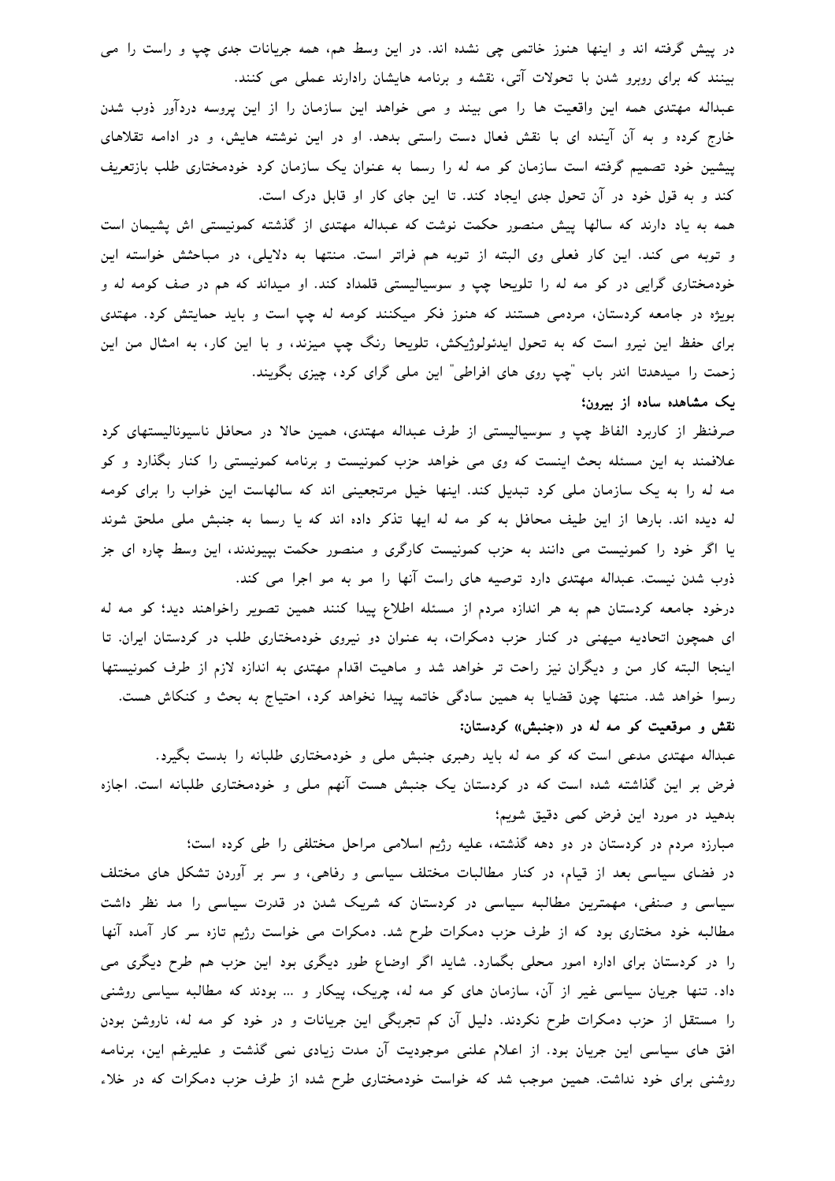در پیش گرفته اند و اینها هنوز خاتمی چی نشده اند. در این وسط هم، همه جریانات جدی چپ و راست را می بینند که برای روبرو شدن با تحولات آتی، نقشه و برنامه هایشان رادارند عملی می کنند.

عبداله مهتدی همه این واقعیت ها را می بیند و می خواهد این سازمان را از این پروسه دردآور ذوب شدن خارج کرده و به آن آینده ای با نقش فعال دست راستی بدهد. او در این نوشته هایش، و در ادامه تقلاهای پیشین خود تصمیم گرفته است سازمان کو مه له را رسما به عنوان یک سازمان کرد خودمختاری طلب بازتعریف کند و به قول خود در آن تحول جدی ایجاد کند. تا این جای کار او قابل درک است.

همه به یاد دارند که سالها پیش منصور حکمت نوشت که عبداله مهتدی از گذشته کمونیستی اش پشیمان است و توبه می کند. این کار فعلی وی البته از توبه هم فراتر است. منتها به دلایلی، در مباحثش خواسته این خودمختاری گرایی در کو مه له را تلویحا چپ و سوسیالیستی قلمداد کند. او میداند که هم در صف کومه له و بویژه در جامعه کردستان، مردمی هستند که هنوز فکر میکنند کومه له چپ است و باید حمایتش کرد. مهتدی برای حفظ این نیرو است که به تحول ایدئولوژیکش، تلویحا رنگ چپ میزند، و با این کار، به امثال من این زحمت را میدهدتا اندر باب "چپ روی های افراطی" این ملی گرای کرد، چیزی بگویند.

**یک مشاهده ساده از بیرون؛**

صرفنظر از کاربرد الفاظ چپ و سوسیالیستی از طرف عبداله مهتدی، همین حالا در محافل ناسیونالیستهای کرد علاقمند به این مسئله بحث اینست که وی می خواهد حزب کمونیست و برنامه کمونیستی را کنار بگذارد و کو مه له را به یک سازمان ملی کرد تبدیل کند. اینها خیل مرتجعینی اند که سالهاست این خواب را برای کومه له دیده اند. بارها از این طیف محافل به کو مه له ایها تذکر داده اند که یا رسما به جنبش ملی ملحق شوند یا اگر خود را کمونیست می دانند به حزب کمونیست کارگری و منصور حکمت بپیوندند، این وسط چاره ای جز ذوب شدن نیست. عبداله مهتدی دارد توصیه های راست آنها را مو به مو اجرا می کند.

درخود جامعه کردستان هم به هر اندازه مردم از مسئله اطلاع پیدا کنند همین تصویر راخواهند دید؛ کو مه له ای همچون اتحادیه میهنی در کنار حزب دمکرات، به عنوان دو نیروی خودمختاری طلب در کردستان ایران. تا اینجا البته کار من و دیگران نیز راحت تر خواهد شد و ماهیت اقدام مهتدی به اندازه لازم از طرف کمونیستها رسوا خواهد شد. منتها چون قضایا به همین سادگی خاتمه پیدا نخواهد کرد، احتیاج به بحث و کنکاش هست.

**نقش و موقعیت کو مه له در «جنبش» کردستان:**

عبداله مهتدی مدعی است که کو مه له باید رهبری جنبش ملی و خودمختاری طلبانه را بدست بگیرد. فرض بر این گذاشته شده است که در کردستان یک جنبش هست آنهم ملی و خودمختاری طلبانه است. اجازه بدهید در مورد این فرض کمی دقیق شویم؛

مبارزه مردم در کردستان در دو دهه گذشته، علیه رژیم اسلامی مراحل مختلفی را طی کرده است؛

در فضای سیاسی بعد از قیام، در کنار مطالبات مختلف سیاسی و رفاهی، و سر بر آوردن تشکل های مختلف سیاسی و صنفی، مهمترین مطالبه سیاسی در کردستان که شریک شدن در قدرت سیاسی را مد نظر داشت مطالبه خود مختاری بود که از طرف حزب دمکرات طرح شد. دمکرات می خواست رژیم تازه سر کار آمده آنها را در کردستان برای اداره امور محلی بگمارد. شاید اگر اوضاع طور دیگری بود این حزب هم طرح دیگری می داد. تنها جریان سیاسی غیر از آن، سازمان های کو مه له، چریک، پیکار و ... بودند که مطالبه سیاسی روشنی را مستقل از حزب دمکرات طرح نکردند. دلیل آن کم تجربگی این جریانات و در خود کو مه له، ناروشن بودن افق های سیاسی این جریان بود. از اعلام علنی موجودیت آن مدت زیادی نمی گذشت و علیرغم این، برنامه روشنی برای خود نداشت. همین موجب شد که خواست خودمختاری طرح شده از طرف حزب دمکرات که در خلاء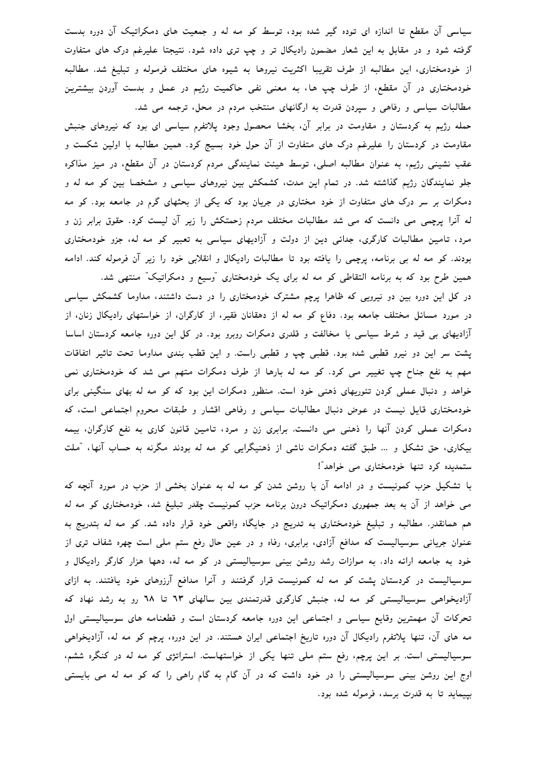سیاسی آن مقطع تا اندازه ای توده گیر شده بود، توسط کو مه له و جمعیت های دمکراتیک آن دوره بدست گرفته شود و در مقابل به این شعار مضمون رادیکال تر و چپ تری داده شود. نتیجتا علیرغم درک های متفاوت از خودمختاری، این مطالبه از طرف تقریبا اکثریت نیروها به شیوه های مختلف فرموله و تبلیغ شد. مطالبه خودمختاری در آن مقطع، از طرف چپ ها، به معنی نفی حاکمیت رژیم در عمل و بدست آوردن بیشترین مطالبات سیاسی و رفاهی و سپردن قدرت به ارگانهای منتخب مردم در محل، ترجمه می شد.

حمله رژیم به کردستان و مقاومت در برابر آن، بخشا محصول وجود پلاتفرم سیاسی ای بود که نیروهای جنبش مقاومت در کردستان را علیرغم درک های متفاوت از آن حول خود بسیج کرد. همین مطالبه با اولین شکست و عقب نشینی رژیم، به عنوان مطالبه اصلی، توسط هیئت نمایندگی مردم کردستان در آن مقطع، در میز مذاکره جلو نمایندگان رژیم گذاشته شد. در تمام این مدت، کشمکش بین نیروهای سیاسی و مشخصا بین کو مه له و دمکرات بر سر درک های متفاوت از خود مختاری در جریان بود که یکی از بحثهای گرم در جامعه بود. کو مه له آنرا پرچمی می دانست که می شد مطالبات مختلف مردم زحمتکش را زیر آن لیست کرد. حقوق برابر زن و مرد، تامین مطالبات کارگری، جدائی دین از دولت و آزادیهای سیاسی به تعبیر کو مه له، جزو خودمختاری بودند. کو مه له بی برنامه، پرچمی را یافته بود تا مطالبات رادیکال و انقلابی خود را زیر آن فرموله کند. ادامه همین طرح بود که به برنامه التقاطی کو مه له برای یک خودمختاری "وسیع و دمکراتیک" منتهی شد.

در کل این دوره بین دو نیرویی که ظاهرا پرچم مشترک خودمختاری را در دست داشتند، مداوما کشمکش سیاسی در مورد مسائل مختلف جامعه بود. دفاع کو مه له از دهقانان فقیر، از کارگران، از خواستهای رادیکال زنان، از آزادیهای بی قید و شرط سیاسی با مخالفت و قلدری دمکرات روبرو بود. در کل این دوره جامعه کردستان اساسا پشت سر این دو نیرو قطبی شده بود. قطبی چپ و قطبی راست. و این قطب بندی مداوما تحت تاثیر اتفاقات مهم به نفع جناح چپ تغییر می کرد. کو مه له بارها از طرف دمکرات متهم می شد که خودمختاری نمی خواهد و دنبال عملی کردن تئوریهای ذهنی خود است. منظور دمکرات این بود که کو مه له بهای سنگینی برای خودمختاری قایل نیست در عوض دنبال مطالبات سیاسی و رفاهی اقشار و طبقات محروم اجتماعی است، که دمکرات عملی کردن آنها را ذهنی می دانست. برابری زن و مرد، تامین قانون کاری به نفع کارگران، بیمه بیکاری، حق تشکل و ... طبق گفته دمکرات ناشی از ذهنیگرایی کو مه له بودند مگرنه به حساب آنها، "ملت ستمدیده کرد تنها خودمختاری می خواهد"!

با تشکیل حزب کمونیست و در ادامه آن با روشن شدن کو مه له به عنوان بخشی از حزب در مورد آنچه که می خواهد از آن به بعد جمهوری دمکراتیک درون برنامه حزب کمونیست چقدر تبلیغ شد، خودمختاری کو مه له هم همانقدر. مطالبه و تبلیغ خودمختاری به تدریج در جایگاه واقعی خود قرار داده شد. کو مه له بتدریج به عنوان جریانی سوسیالیست که مدافع آزادی، برابری، رفاه و در عین حال رفع ستم ملی است چهره شفاف تری از خود به جامعه ارائه داد. به موازات رشد روشن بینی سوسیالیستی در کو مه له، دهها هزار کارگر رادیکال و سوسیالیست در کردستان پشت کو مه له کمونیست قرار گرفتند و آنرا مدافع آرزوهای خود یافتند. به ازای آزادیخواهی سوسیالیستی کو مه له، جنبش کارگری قدرتمندی بین سالهای ٦٣ تا ٦٨ رو به رشد نهاد که تحرکات آن مهمترین وقایع سیاسی و اجتماعی این دوره جامعه کردستان است و قطعنامه های سوسیالیستی اول مه های آن، تنها پلاتفرم رادیکال آن دوره تاریخ اجتماعی ایران هستند. در این دوره، پرچم کو مه له، آزادیخواهی سوسیالیستی است. بر این پرچم، رفع ستم ملی تنها یکی از خواستهاست. استراتژی کو مه له در کنگره ششم، اوج این روشن بینی سوسیالیستی را در خود داشت که در آن گام به گام راهی را که کو مه له می بایستی بپیماید تا به قدرت برسد، فرموله شده بود.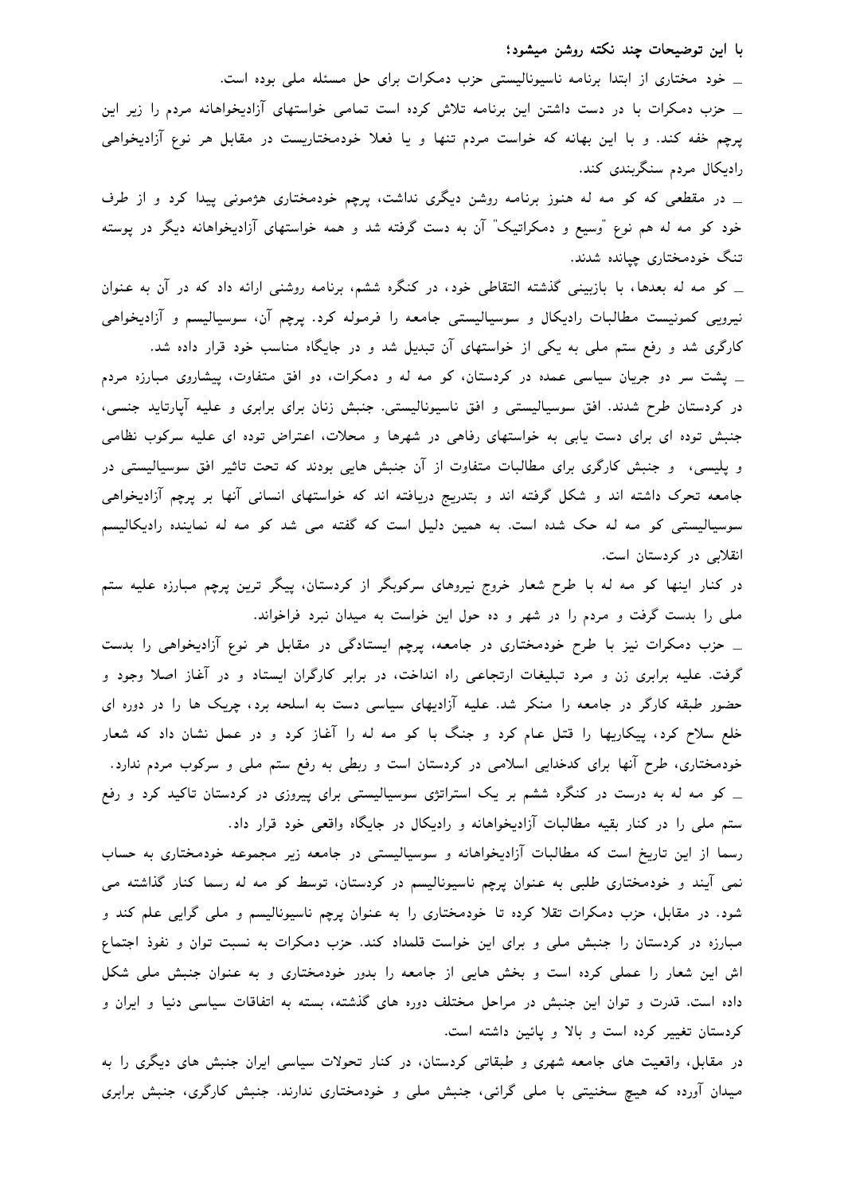**با این توضیحات چند نکته روشن میشود؛**

ـ خود مختاری از ابتدا برنامه ناسیونالیستی حزب دمکرات برای حل مسئله ملی بوده است.

ـ حزب دمکرات با در دست داشتن این برنامه تلاش کرده است تمامی خواستهای آزادیخواهانه مردم را زیر این پرچم خفه کند. و با این بهانه که خواست مردم تنها و یا فعلا خودمختاریست در مقابل هر نوع آزادیخواهی رادیکال مردم سنگربندی کند.

ـ در مقطعی که کو مه له هنوز برنامه روشن دیگری نداشت، پرچم خودمختاری هژمونی پیدا کرد و از طرف خود کو مه له هم نوع "وسیع و دمکراتیک" آن به دست گرفته شد و همه خواستهای آزادیخواهانه دیگر در پوسته تنگ خودمختاری چپانده شدند.

ـ کو مه له بعدها، با بازبینی گذشته التقاطی خود، در کنگره ششم، برنامه روشنی ارائه داد که در آن به عنوان نیرویی کمونیست مطالبات رادیکال و سوسیالیستی جامعه را فرموله کرد. پرچم آن، سوسیالیسم و آزادیخواهی کارگری شد و رفع ستم ملی به یکی از خواستهای آن تبدیل شد و در جایگاه مناسب خود قرار داده شد.

ـ پشت سر دو جریان سیاسی عمده در کردستان، کو مه له و دمکرات، دو افق متفاوت، پیشاروی مبارزه مردم در کردستان طرح شدند. افق سوسیالیستی و افق ناسیونالیستی. جنبش زنان برای برابری و علیه آپارتاید جنسی، جنبش توده ای برای دست یابی به خواستهای رفاهی در شهرها و محلات، اعتراض توده ای علیه سرکوب نظامی و پلیسی، و جنبش کارگری برای مطالبات متفاوت از آن جنبش هایی بودند که تحت تاثیر افق سوسیالیستی در جامعه تحرک داشته اند و شکل گرفته اند و بتدریج دریافته اند که خواستهای انسانی آنها بر پرچم آزادیخواهی سوسیالیستی کو مه له حک شده است. به همین دلیل است که گفته می شد کو مه له نماینده رادیکالیسم انقلابی در کردستان است.

در کنار اینها کو مه له با طرح شعار خروج نیروهای سرکوبگر از کردستان، پیگر ترین پرچم مبارزه علیه ستم ملی را بدست گرفت و مردم را در شهر و ده حول این خواست به میدان نبرد فراخواند.

ـ حزب دمکرات نیز با طرح خودمختاری در جامعه، پرچم ایستادگی در مقابل هر نوع آزادیخواهی را بدست گرفت. علیه برابری زن و مرد تبلیغات ارتجاعی راه انداخت، در برابر کارگران ایستاد و در آغاز اصلا وجود و حضور طبقه کارگر در جامعه را منکر شد. علیه آزادیهای سیاسی دست به اسلحه برد، چریک ها را در دوره ای خلع سلاح کرد، پیکاریها را قتل عام کرد و جنگ با کو مه له را آغاز کرد و در عمل نشان داد که شعار خودمختاری، طرح آنها برای کدخدایی اسلامی در کردستان است و ربطی به رفع ستم ملی و سرکوب مردم ندارد.

ـ کو مه له به درست در کنگره ششم بر یک استراتژی سوسیالیستی برای پیروزی در کردستان تاکید کرد و رفع ستم ملی را در کنار بقیه مطالبات آزادیخواهانه و رادیکال در جایگاه واقعی خود قرار داد.

رسما از این تاریخ است که مطالبات آزادیخواهانه و سوسیالیستی در جامعه زیر مجموعه خودمختاری به حساب نمی آیند و خودمختاری طلبی به عنوان پرچم ناسیونالیسم در کردستان، توسط کو مه له رسما کنار گذاشته می شود. در مقابل، حزب دمکرات تقلا کرده تا خودمختاری را به عنوان پرچم ناسیونالیسم و ملی گرایی علم کند و مبارزه در کردستان را جنبش ملی و برای این خواست قلمداد کند. حزب دمکرات به نسبت توان و نفوذ اجتماع اش این شعار را عملی کرده است و بخش هایی از جامعه را بدور خودمختاری و به عنوان جنبش ملی شکل داده است. قدرت و توان این جنبش در مراحل مختلف دوره های گذشته، بسته به اتفاقات سیاسی دنیا و ایران و کردستان تغییر کرده است و بالا و پائین داشته است.

در مقابل، واقعیت های جامعه شهری و طبقاتی کردستان، در کنار تحولات سیاسی ایران جنبش های دیگری را به میدان آورده که هیچ سخنیتی با ملی گرائی، جنبش ملی و خودمختاری ندارند. جنبش کارگری، جنبش برابری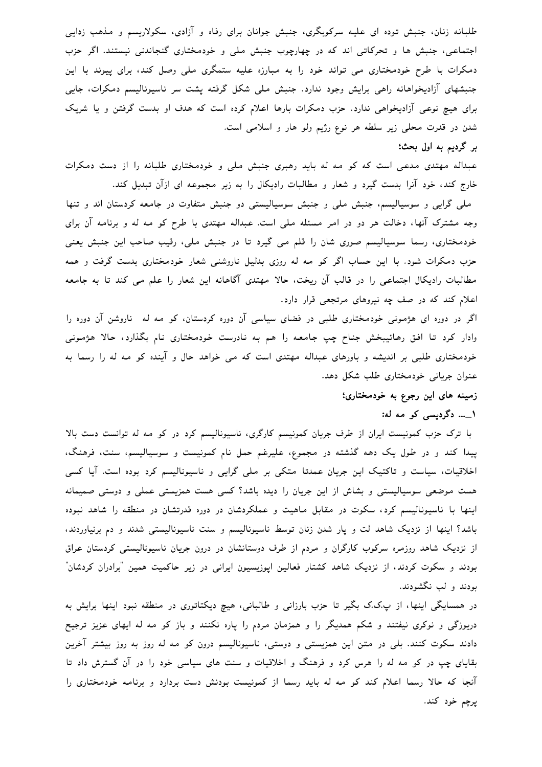طلبانه زنان، جنبش توده ای علیه سرکوبگری، جنبش جوانان برای رفاه و آزادی، سکولاریسم و مذهب زدایی اجتماعی، جنبش ها و تحرکاتی اند که در چهارچوب جنبش ملی و خودمختاری گنجاندنی نیستند. اگر حزب دمکرات با طرح خودمختاری می تواند خود را به مبارزه علیه ستمگری ملی وصل کند، برای پیوند با این جنبشهای آزادیخواهانه راهی برایش وجود ندارد. جنبش ملی شکل گرفته پشت سر ناسیونالیسم دمکرات، جایی برای هیچ نوعی آزادیخواهی ندارد. حزب دمکرات بارها اعلام کرده است که هدف او بدست گرفتن و یا شریک شدن در قدرت محلی زیر سلطه هر نوع رژیم ولو هار و اسلامی است.

**بر گردیم به اول بحث؛**

عبداله مهتدی مدعی است که کو مه له باید رهبری جنبش ملی و خودمختاری طلبانه را از دست دمکرات خارج کند، خود آنرا بدست گیرد و شعار و مطالبات رادیکال را به زیر مجموعه ای ازآن تبدیل کند.

ملی گرایی و سوسیالیسم، جنبش ملی و جنبش سوسیالیستی دو جنبش متفاوت در جامعه کردستان اند و تنها وجه مشترک آنها، دخالت هر دو در امر مسئله ملی است. عبداله مهتدی با طرح کو مه له و برنامه آن برای خودمختاری، رسما سوسیالیسم صوری شان را قلم می گیرد تا در جنبش ملی، رقیب صاحب این جنبش یعنی حزب دمکرات شود. با این حساب اگر کو مه له روزی بدلیل ناروشنی شعار خودمختاری بدست گرفت و همه مطالبات رادیکال اجتماعی را در قالب آن ریخت، حالا مهتدی آگاهانه این شعار را علم می کند تا به جامعه اعلام کند که در صف چه نیروهای مرتجعی قرار دارد.

اگر در دوره ای هژمونی خودمختاری طلبی در فضای سیاسی آن دوره کردستان، کو مه له ناروشن آن دوره را وادار کرد تا افق رهائیبخش جناح چپ جامعه را هم به نادرست خودمختاری نام بگذارد، حالا هژمونی خودمختاری طلبی بر اندیشه و باورهای عبداله مهتدی است که می خواهد حال و آینده کو مه له را رسما به عنوان جریانی خودمختاری طلب شکل دهد.

**زمینه های این رجوع به خودمختاری؛**

**۱ــ.. دگردیسی کو مه له:**

با ترک حزب کمونیست ایران از طرف جریان کمونیسم کارگری، ناسیونالیسم کرد در کو مه له توانست دست بالا پیدا کند و در طول یک دهه گذشته در مجموع، علیرغم حمل نام کمونیست و سوسیالیسم، سنت، فرهنگ، اخلاقیات، سیاست و تاکتیک این جریان عمدتا متکی بر ملی گرایی و ناسیونالیسم کرد بوده است. آیا کسی هست موضعی سوسیالیستی و بشاش از این جریان را دیده باشد؟ کسی هست همزیستی عملی و دوستی صمیمانه اینها با ناسیونالیسم کرد، سکوت در مقابل ماهیت و عملکردشان در دوره قدرتشان در منطقه را شاهد نبوده باشد؟ اینها از نزدیک شاهد لت و پار شدن زنان توسط ناسیونالیسم و سنت ناسیونالیستی شدند و دم برنیاوردند، از نزدیک شاهد روزمره سرکوب کارگران و مردم از طرف دوستانشان در درون جریان ناسیونالیستی کردستان عراق بودند و سکوت کردند، از نزدیک شاهد کشتار فعالین اپوزیسیون ایرانی در زیر حاکمیت همین "برادران کردشان" بودند و لب نگشودند.

در همسایگی اینها، از پ.ک.ک بگیر تا حزب بارزانی و طالبانی، هیچ دیکتاتوری در منطقه نبود اینها برایش به دریوزگی و نوکری نیفتند و شکم همدیگر و همزمان مردم را پاره نکنند و باز کو مه له ایهای عزیز ترجیح دادند سکوت کنند. بلی در متن این همزیستی و دوستی، ناسیونالیسم درون کو مه له روز به روز بیشتر آخرین بقایای چپ در کو مه له را هرس کرد و فرهنگ و اخلاقیات و سنت های سیاسی خود را در آن گسترش داد تا آنجا که حالا رسما اعلام کند کو مه له باید رسما از کمونیست بودنش دست بردارد و برنامه خودمختاری را پرچم خود کند.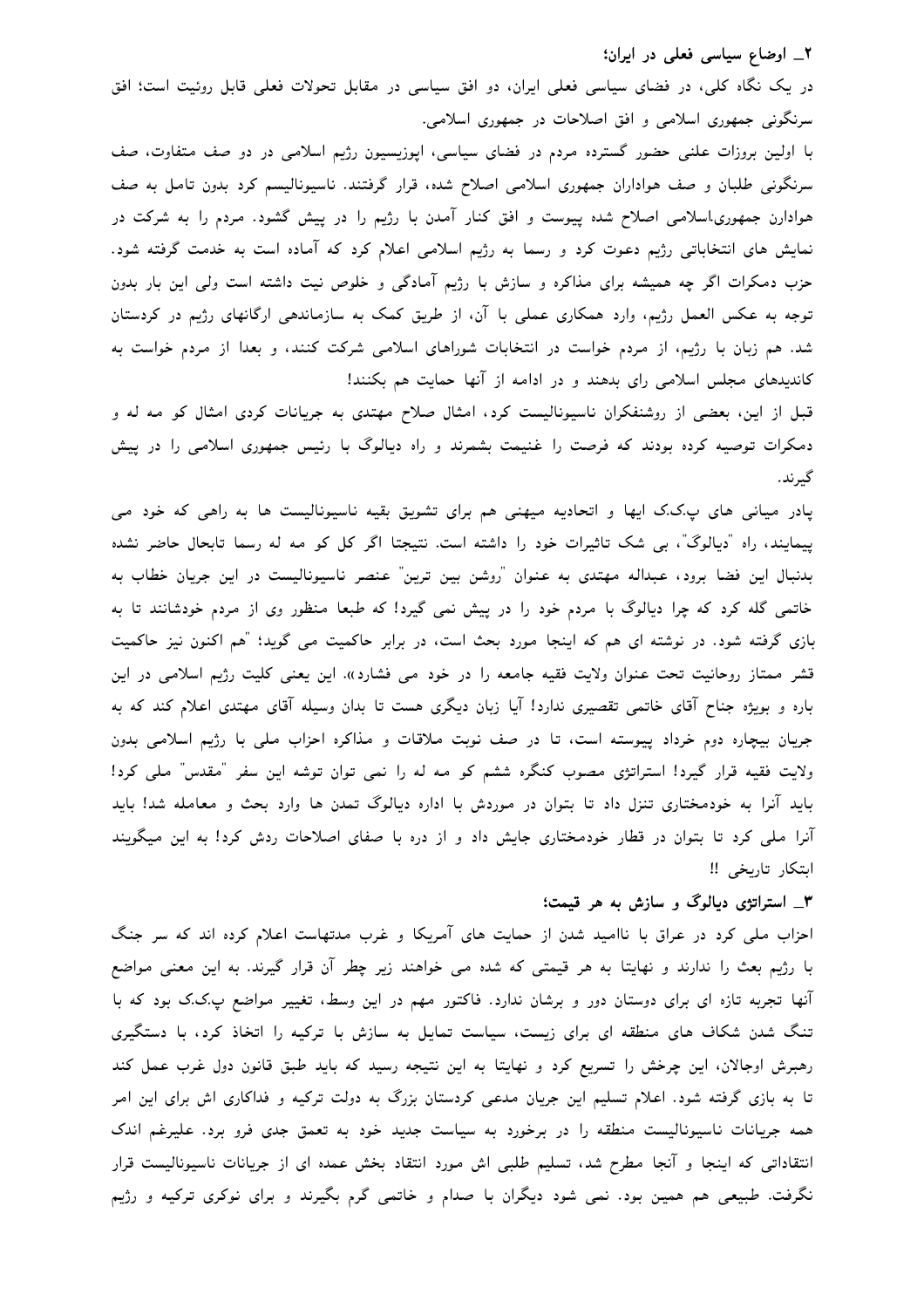**۲ــ اوضاع سیاسی فعلی در ایران؛**

در یک نگاه کلی، در فضای سیاسی فعلی ایران، دو افق سیاسی در مقابل تحولات فعلی قابل روئیت است؛ افق سرنگونی جمهوری اسلامی و افق اصلاحات در جمهوری اسلامی.

با اولین بروزات علنی حضور گسترده مردم در فضای سیاسی، اپوزیسیون رژیم اسلامی در دو صف متفاوت، صف سرنگونی طلبان و صف هواداران جمهوری اسلامی اصلاح شده، قرار گرفتند. ناسیونالیسم کرد بدون تامل به صف هوادارن جمهوری.اسلامی اصلاح شده پیوست و افق کنار آمدن با رژیم را در پیش گشود. مردم را به شرکت در نمایش های انتخاباتی رژیم دعوت کرد و رسما به رژیم اسلامی اعلام کرد که آماده است به خدمت گرفته شود. حزب دمکرات اگر چه همیشه برای مذاکره و سازش با رژیم آمادگی و خلوص نیت داشته است ولی این بار بدون توجه به عکس العمل رژیم، وارد همکاری عملی با آن، از طریق کمک به سازماندهی ارگانهای رژیم در کردستان شد. هم زبان با رژیم، از مردم خواست در انتخابات شوراهای اسلامی شرکت کنند، و بعدا از مردم خواست به کاندیدهای مجلس اسلامی رای بدهند و در ادامه از آنها حمایت هم بکنند!

قبل از این، بعضی از روشنفکران ناسیونالیست کرد، امثال صلاح مهتدی به جریانات کردی امثال کو مه له و دمکرات توصیه کرده بودند که فرصت را غنیمت بشمرند و راه دیالوگ با رئیس جمهوری اسلامی را در پیش گیرند.

پادر میانی های پ.ک.ک ایها و اتحادیه میهنی هم برای تشویق بقیه ناسیونالیست ها به راهی که خود می پیمایند، راه "دیالوگ"، بی شک تاثیرات خود را داشته است. نتیجتا اگر کل کو مه له رسما تابحال حاضر نشده بدنبال این فضا برود، عبداله مهتدی به عنوان "روشن بین ترین" عنصر ناسیونالیست در این جریان خطاب به خاتمی گله کرد که چرا دیالوگ با مردم خود را در پیش نمی گیرد! که طبعا منظور وی از مردم خودشانند تا به بازی گرفته شود. در نوشته ای هم که اینجا مورد بحث است، در برابر حاکمیت می گوید؛ "هم اکنون نیز حاکمیت قشر ممتاز روحانیت تحت عنوان ولایت فقیه جامعه را در خود می فشارد». این یعنی کلیت رژیم اسلامی در این باره و بویژه جناح آقای خاتمی تقصیری ندارد! آیا زبان دیگری هست تا بدان وسیله آقای مهتدی اعلام کند که به جریان بیچاره دوم خرداد پیوسته است، تا در صف نوبت ملاقات و مذاکره احزاب ملی با رژیم اسلامی بدون ولایت فقیه قرار گیرد! استراتژی مصوب کنگره ششم کو مه له را نمی توان توشه این سفر "مقدس" ملی کرد! باید آنرا به خودمختاری تنزل داد تا بتوان در موردش با اداره دیالوگ تمدن ها وارد بحث و معامله شد! باید آنرا ملی کرد تا بتوان در قطار خودمختاری جایش داد و از دره با صفای اصلاحات ردش کرد! به این میگویند ابتکار تاریخی !!

**۳ــ استراتژی دیالوگ و سازش به هر قیمت؛**

احزاب ملی کرد در عراق با ناامید شدن از حمایت های آمریکا و غرب مدتهاست اعلام کرده اند که سر جنگ با رژیم بعث را ندارند و نهایتا به هر قیمتی که شده می خواهند زیر چطر آن قرار گیرند. به این معنی مواضع آنها تجربه تازه ای برای دوستان دور و برشان ندارد. فاکتور مهم در این وسط، تغییر مواضع پ.ک.ک بود که با تنگ شدن شکاف های منطقه ای برای زیست، سیاست تمایل به سازش با ترکیه را اتخاذ کرد، با دستگیری رهبرش اوجالان، این چرخش را تسریع کرد و نهایتا به این نتیجه رسید که باید طبق قانون دول غرب عمل کند تا به بازی گرفته شود. اعلام تسلیم این جریان مدعی کردستان بزرگ به دولت ترکیه و فداکاری اش برای این امر همه جریانات ناسیونالیست منطقه را در برخورد به سیاست جدید خود به تعمق جدی فرو برد. علیرغم اندک انتقاداتی که اینجا و آنجا مطرح شد، تسلیم طلبی اش مورد انتقاد بخش عمده ای از جریانات ناسیونالیست قرار نگرفت. طبیعی هم همین بود. نمی شود دیگران با صدام و خاتمی گرم بگیرند و برای نوکری ترکیه و رژیم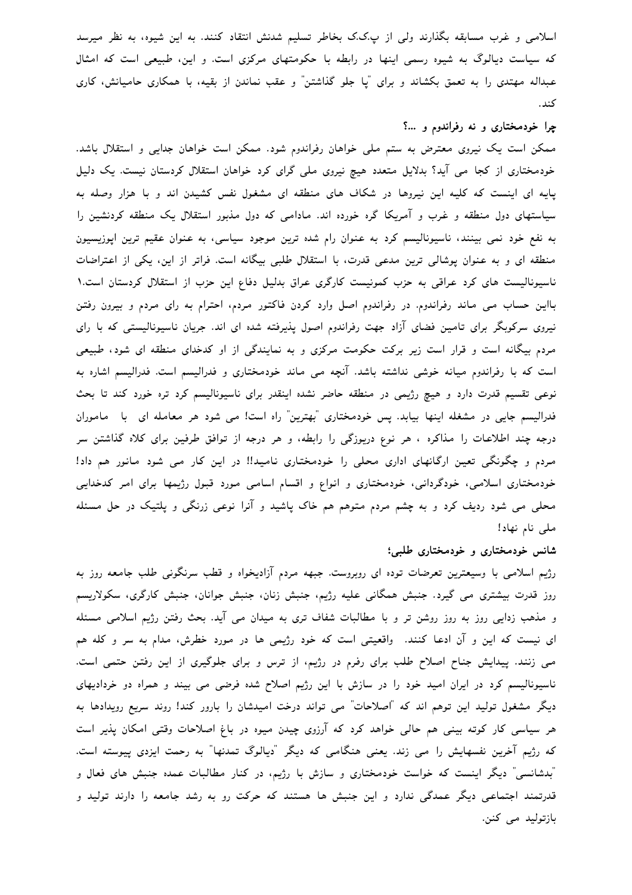اسلامی و غرب مسابقه بگذارند ولی از پ.ک.ک بخاطر تسلیم شدنش انتقاد کنند. به این شیوه، به نظر میرسد که سیاست دیالوگ به شیوه رسمی اینها در رابطه با حکومتهای مرکزی است. و این، طبیعی است که امثال عبداله مهتدی را به تعمق بکشاند و برای "پا جلو گذاشتن" و عقب نماندن از بقیه، با همکاری حامیانش، کاری کند.

### چرا خودمختاری و نه رفراندوم و ...؟

ممکن است یک نیروی معترض به ستم ملی خواهان رفراندوم شود. ممکن است خواهان جدایی و استقلال باشد. خودمختاری از کجا می آید؟ بدلایل متعدد هیچ نیروی ملی گرای کرد خواهان استقلال کردستان نیست. یک دلیل پایه ای اینست که کلیه این نیروها در شکاف های منطقه ای مشغول نفس کشیدن اند و با هزار وصله به سیاستهای دول منطقه و غرب و آمریکا گره خورده اند. مادامی که دول مذبور استقلال یک منطقه کردنشین را به نفع خود نمی بینند، ناسیونالیسم کرد به عنوان رام شده ترین موجود سیاسی، به عنوان عقیم ترین اپوزیسیون منطقه ای و به عنوان پوشالی ترین مدعی قدرت، با استقلال طلبی بیگانه است. فراتر از این، یکی از اعتراضات ناسیونالیست های کرد عراقی به حزب کمونیست کارگری عراق بدلیل دفاع این حزب از استقلال کردستان است.۱ بااین حساب می ماند رفراندوم. در رفراندوم اصل وارد کردن فاکتور مردم، احترام به رای مردم و بیرون رفتن نیروی سرکوبگر برای تامین فضای آزاد جهت رفراندوم اصول پذیرفته شده ای اند. جریان ناسیونالیستی که با رای مردم بیگانه است و قرار است زیر برکت حکومت مرکزی و به نمایندگی از او کدخدای منطقه ای شود، طبیعی است که با رفراندوم میانه خوشی نداشته باشد. آنچه می ماند خودمختاری و فدرالیسم است. فدرالیسم اشاره به نوعی تقسیم قدرت دارد و هیچ رژیمی در منطقه حاضر نشده اینقدر برای ناسیونالیسم کرد تره خورد کند تا بحث فدرالیسم جایی در مشغله اینها بیابد. پس خودمختاری "بهترین" راه است! می شود هر معامله ای با ماموران درجه چند اطلاعات را مذاکره ، هر نوع دریوزگی را رابطه، و هر درجه از توافق طرفین برای کلاه گذاشتن سر مردم و چگونگی تعین ارگانهای اداری محلی را خودمختاری نامید!! در این کار می شود مانور هم داد! خودمختاری اسلامی، خودگردانی، خودمختاری و انواع و اقسام اسامی مورد قبول رژیمها برای امر کدخدایی محلی می شود ردیف کرد و به چشم مردم متوهم هم خاک پاشید و آنرا نوعی زرنگی و پلتیک در حل مسئله ملی نام نهاد!

### شانس خودمختاری و خودمختاری طلبی؛

رژیم اسلامی با وسیعترین تعرضات توده ای روبروست. جبهه مردم آزادیخواه و قطب سرنگونی طلب جامعه روز به روز قدرت بیشتری می گیرد. جنبش همگانی علیه رژیم، جنبش زنان، جنبش جوانان، جنبش کارگری، سکولاریسم و مذهب زدایی روز به روز روشن تر و با مطالبات شفاف تری به میدان می آید. بحث رفتن رژیم اسلامی مسئله ای نیست که این و آن ادعا کنند. واقعیتی است که خود رژیمی ها در مورد خطرش، مدام به سر و کله هم می زنند. پیدایش جناح اصلاح طلب برای رفرم در رژیم، از ترس و برای جلوگیری از این رفتن حتمی است. ناسیونالیسم کرد در ایران امید خود را در سازش با این رژیم اصلاح شده فرضی می بیند و همراه دو خردادیهای دیگر مشغول تولید این توهم اند که "اصلاحات" می تواند درخت امیدشان را بارور کند! روند سریع رویدادها به هر سیاسی کار کوته بینی هم حالی خواهد کرد که آرزوی چیدن میوه در باغ اصلاحات وقتی امکان پذیر است که رژیم آخرین نفسهایش را می زند. یعنی هنگامی که دیگر "دیالوگ تمدنها" به رحمت ایزدی پیوسته است. "بدشانسی" دیگر اینست که خواست خودمختاری و سازش با رژیم، در کنار مطالبات عمده جنبش های فعال و قدرتمند اجتماعی دیگر عمدگی ندارد و این جنبش ها هستند که حرکت رو به رشد جامعه را دارند تولید و بازتولید می کنن.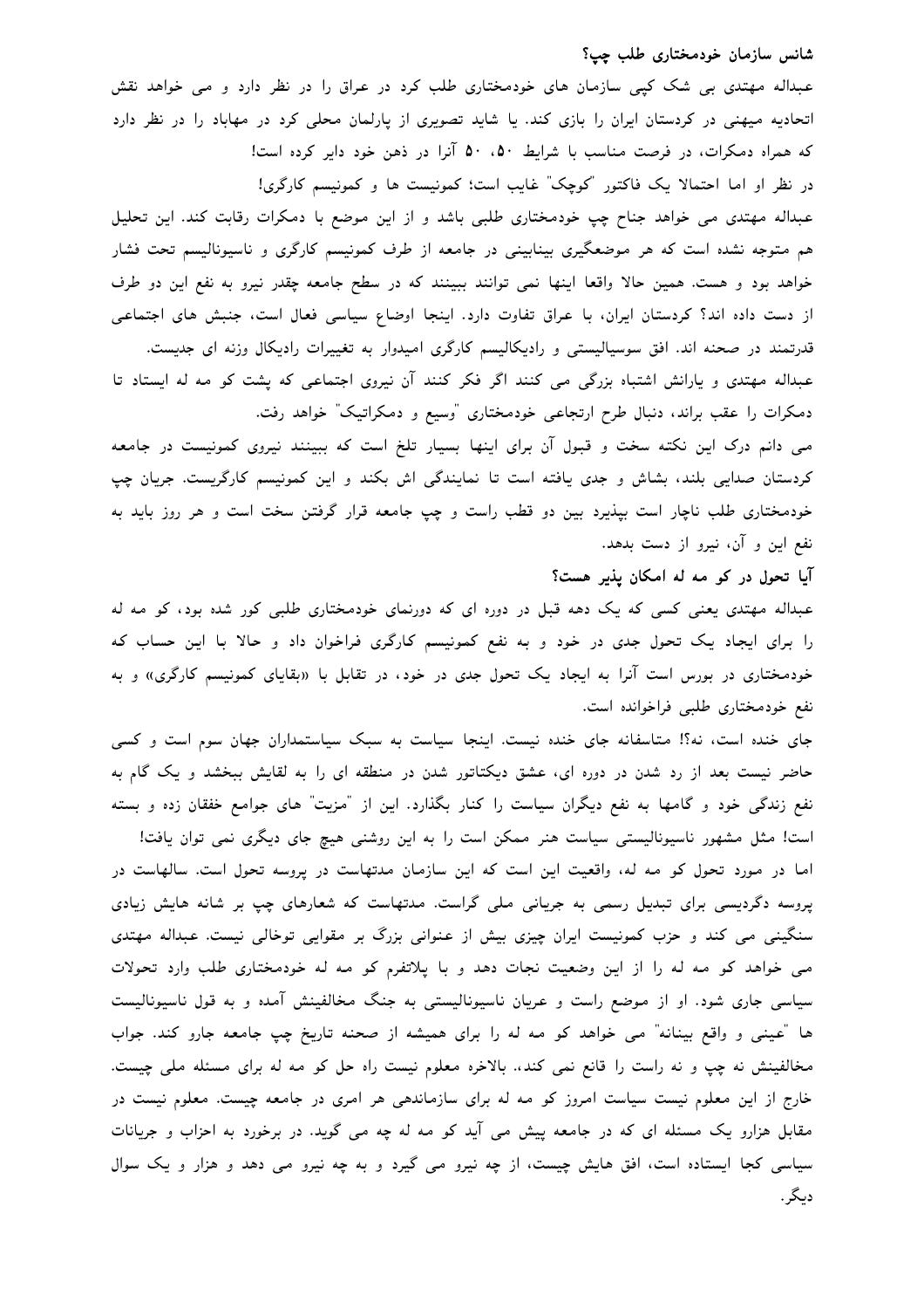**شانس سازمان خودمختاری طلب چپ؟**

عبداله مهتدی بی شک کپی سازمان های خودمختاری طلب کرد در عراق را در نظر دارد و می خواهد نقش اتحادیه میهنی در کردستان ایران را بازی کند. یا شاید تصویری از پارلمان محلی کرد در مهاباد را در نظر دارد که همراه دمکرات، در فرصت مناسب با شرایط ۵۰، ۵۰ آنرا در ذهن خود دایر کرده است!

در نظر او اما احتمالا یک فاکتور "کوچک" غایب است؛ کمونیست ها و کمونیسم کارگری!

عبداله مهتدی می خواهد جناح چپ خودمختاری طلبی باشد و از این موضع با دمکرات رقابت کند. این تحلیل هم متوجه نشده است که هر موضعگیری بینابینی در جامعه از طرف کمونیسم کارگری و ناسیونالیسم تحت فشار خواهد بود و هست. همین حالا واقعا اینها نمی توانند ببینند که در سطح جامعه چقدر نیرو به نفع این دو طرف از دست داده اند؟ کردستان ایران، با عراق تفاوت دارد. اینجا اوضاع سیاسی فعال است، جنبش های اجتماعی قدرتمند در صحنه اند. افق سوسیالیستی و رادیکالیسم کارگری امیدوار به تغییرات رادیکال وزنه ای جدیست.

عبداله مهتدی و یارانش اشتباه بزرگی می کنند اگر فکر کنند آن نیروی اجتماعی که پشت کو مه له ایستاد تا دمکرات را عقب براند، دنبال طرح ارتجاعی خودمختاری "وسیع و دمکراتیک" خواهد رفت.

می دانم درک این نکته سخت و قبول آن برای اینها بسیار تلخ است که ببینند نیروی کمونیست در جامعه کردستان صدایی بلند، بشاش و جدی یافته است تا نمایندگی اش بکند و این کمونیسم کارگریست. جریان چپ خودمختاری طلب ناچار است بپذیرد بین دو قطب راست و چپ جامعه قرار گرفتن سخت است و هر روز باید به نفع این و آن، نیرو از دست بدهد.

**آیا تحول در کو مه له امکان پذیر هست؟**

عبداله مهتدی یعنی کسی که یک دهه قبل در دوره ای که دورنمای خودمختاری طلبی کور شده بود، کو مه له را برای ایجاد یک تحول جدی در خود و به نفع کمونیسم کارگری فراخوان داد و حالا با این حساب که خودمختاری در بورس است آنرا به ایجاد یک تحول جدی در خود، در تقابل با «بقایای کمونیسم کارگری» و به نفع خودمختاری طلبی فراخوانده است.

جای خنده است، نه؟! متاسفانه جای خنده نیست. اینجا سیاست به سبک سیاستمداران جهان سوم است و کسی حاضر نیست بعد از رد شدن در دوره ای، عشق دیکتاتور شدن در منطقه ای را به لقایش ببخشد و یک گام به نفع زندگی خود و گامها به نفع دیگران سیاست را کنار بگذارد. این از "مزیت" های جوامع خفقان زده و بسته است! مثل مشهور ناسیونالیستی سیاست هنر ممکن است را به این روشنی هیچ جای دیگری نمی توان یافت!

اما در مورد تحول کو مه له، واقعیت این است که این سازمان مدتهاست در پروسه تحول است. سالهاست در پروسه دگردیسی رسمی به جریانی ملی گراست. مدتهاست که شعارهای چپ بر شانه هایش زیادی سنگینی می کند و حزب کمونیست ایران چیزی بیش از عنوانی بزرگ بر مقوایی توخالی نیست. عبداله مهتدی می خواهد کو مه له را از این وضعیت نجات دهد و با پلاتفرم کو مه له خودمختاری طلب وارد تحولات سیاسی جاری شود. او از موضع راست و عریان ناسیونالیستی به جنگ مخالفینش آمده و به قول ناسیونالیست ها "عینی و واقع بینانه" می خواهد کو مه له را برای همیشه از صحنه تاریخ چپ جامعه جارو کند. جواب مخالفینش نه چپ و نه راست را قانع نمی کند،. بالاخره معلوم نیست راه حل کو مه له برای مسئله ملی چیست. خارج از این معلوم نیست سیاست امروز کو مه له برای سازماندهی هر امری در جامعه چیست. معلوم نیست در مقابل هزارو یک مسئله ای که در جامعه پیش می آید کو مه له چه می گوید. در برخورد به احزاب و جریانات سیاسی کجا ایستاده است، افق هایش چیست، از چه نیرو می گیرد و به چه نیرو می دهد و هزار و یک سوال دیگر.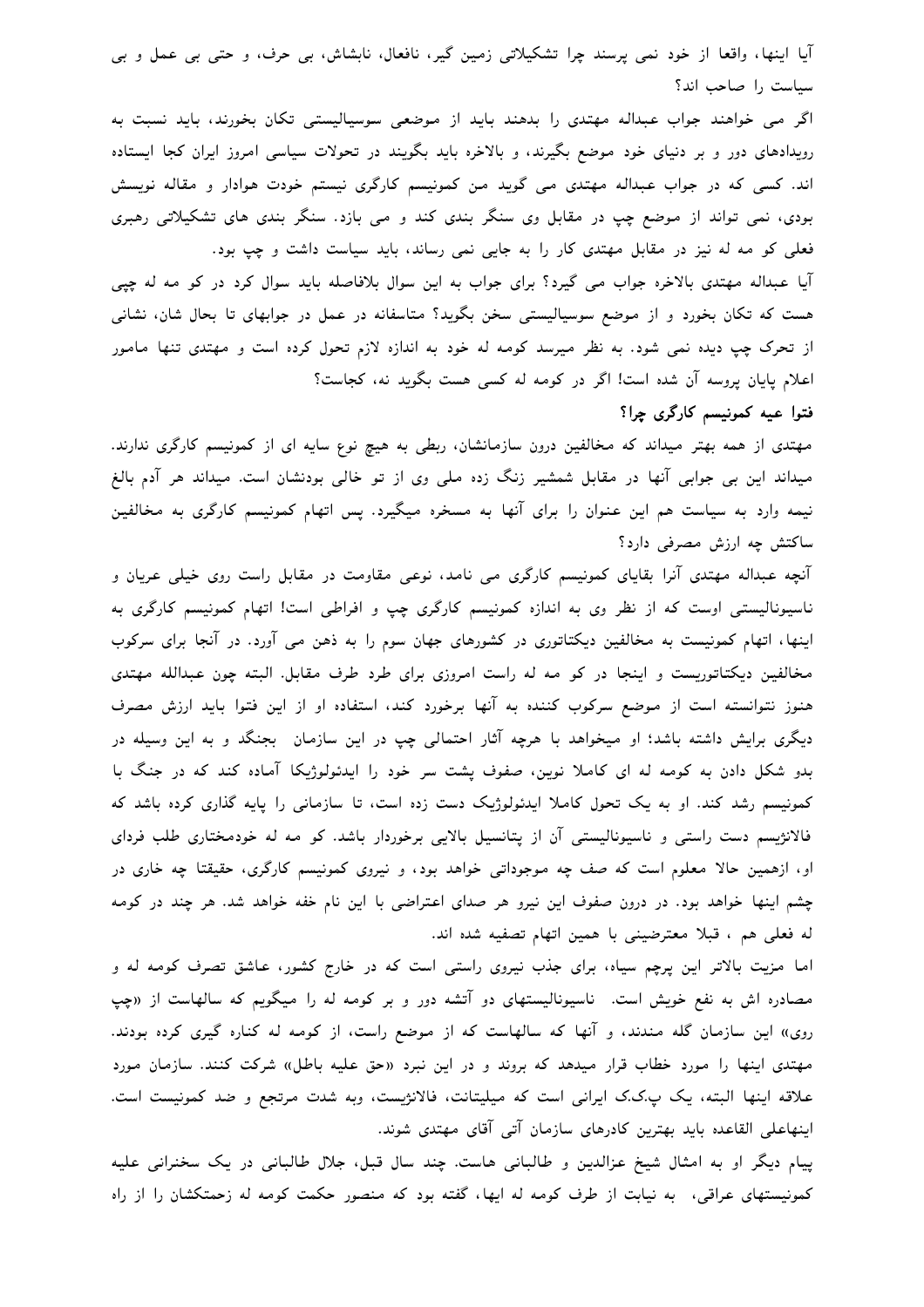آیا اینها، واقعا از خود نمی پرسند چرا تشکیلاتی زمین گیر، نافعال، نابشاش، بی حرف، و حتی بی عمل و بی سیاست را صاحب اند؟

اگر می خواهند جواب عبداله مهتدی را بدهند باید از موضعی سوسیالیستی تکان بخورند، باید نسبت به رویدادهای دور و بر دنیای خود موضع بگیرند، و بالاخره باید بگویند در تحولات سیاسی امروز ایران کجا ایستاده اند. کسی که در جواب عبداله مهتدی می گوید من کمونیسم کارگری نیستم خودت هوادار و مقاله نویسش بودی، نمی تواند از موضع چپ در مقابل وی سنگر بندی کند و می بازد. سنگر بندی های تشکیلاتی رهبری فعلی کو مه له نیز در مقابل مهتدی کار را به جایی نمی رساند، باید سیاست داشت و چپ بود.

آیا عبداله مهتدی بالاخره جواب می گیرد؟ برای جواب به این سوال بلافاصله باید سوال کرد در کو مه له چپی هست که تکان بخورد و از موضع سوسیالیستی سخن بگوید؟ متاسفانه در عمل در جوابهای تا بحال شان، نشانی از تحرک چپ دیده نمی شود. به نظر میرسد کومه له خود به اندازه لازم تحول کرده است و مهتدی تنها مامور اعلام پایان پروسه آن شده است! اگر در کومه له کسی هست بگوید نه، کجاست؟

**فتوا عیه کمونیسم کارگری چرا؟**

مهتدی از همه بهتر میداند که مخالفین درون سازمانشان، ربطی به هیچ نوع سایه ای از کمونیسم کارگری ندارند. میداند این بی جوابی آنها در مقابل شمشیر زنگ زده ملی وی از تو خالی بودنشان است. میداند هر آدم بالغ نیمه وارد به سیاست هم این عنوان را برای آنها به مسخره میگیرد. پس اتهام کمونیسم کارگری به مخالفین ساکتش چه ارزش مصرفی دارد؟

آنچه عبداله مهتدی آنرا بقایای کمونیسم کارگری می نامد، نوعی مقاومت در مقابل راست روی خیلی عریان و ناسیونالیستی اوست که از نظر وی به اندازه کمونیسم کارگری چپ و افراطی است! اتهام کمونیسم کارگری به اینها، اتهام کمونیست به مخالفین دیکتاتوری در کشورهای جهان سوم را به ذهن می آورد. در آنجا برای سرکوب مخالفین دیکتاتوریست و اینجا در کو مه له به راست امروزی برای طرد طرف مقابل. البته چون عبدالله مهتدی هنوز نتوانسته است از موضع سرکوب کننده به آنها برخورد کند، استفاده او از این فتوا باید ارزش مصرف دیگری برایش داشته باشد؛ او میخواهد با هرچه آثار احتمالی چپ در این سازمان بجنگد و به این وسیله در بدو شکل دادن به کومه له ای کاملا نوین، صفوف پشت سر خود را ایدئولوژیکا آماده کند که در جنگ با کمونیسم رشد کند. او به یک تحول کاملا ایدئولوژیک دست زده است، تا سازمانی را پایه گذاری کرده باشد که فالانژیسم دست راستی و ناسیونالیستی آن از پتانسیل بالایی برخوردار باشد. کو مه له خودمختاری طلب فردای او، ازهمین حالا معلوم است که صف چه موجوداتی خواهد بود، و نیروی کمونیسم کارگری، حقیقتا چه خاری در چشم اینها خواهد بود. در درون صفوف این نیرو هر صدای اعتراضی با این نام خفه خواهد شد. هر چند در کومه له فعلی هم ، قبلا معترضینی با همین اتهام تصفیه شده اند.

اما مزیت بالاتر این پرچم سیاه، برای جذب نیروی راستی است که در خارج کشور، عاشق تصرف کومه له و مصادره اش به نفع خویش است. ناسیونالیستهای دو آتشه دور و بر کومه له را میگویم که سالهاست از «چپ روی» این سازمان گله مندند، و آنها که سالهاست که از موضع راست، از کومه له کناره گیری کرده بودند. مهتدی اینها را مورد خطاب قرار میدهد که بروند و در این نبرد «حق علیه باطل» شرکت کنند. سازمان مورد علاقه اینها البته، یک پ.ک.ک ایرانی است که میلیتانت، فالانژیست، وبه شدت مرتجع و ضد کمونیست است. اینهاعلی القاعده باید بهترین کادرهای سازمان آتی آقای مهتدی شوند.

پیام دیگر او به امثال شیخ عزالدین و طالبانی هاست. چند سال قبل، جلال طالبانی در یک سخنرانی علیه کمونیستهای عراقی، به نیابت از طرف کومه له ایها، گفته بود که منصور حکمت کومه له زحمتکشان را از راه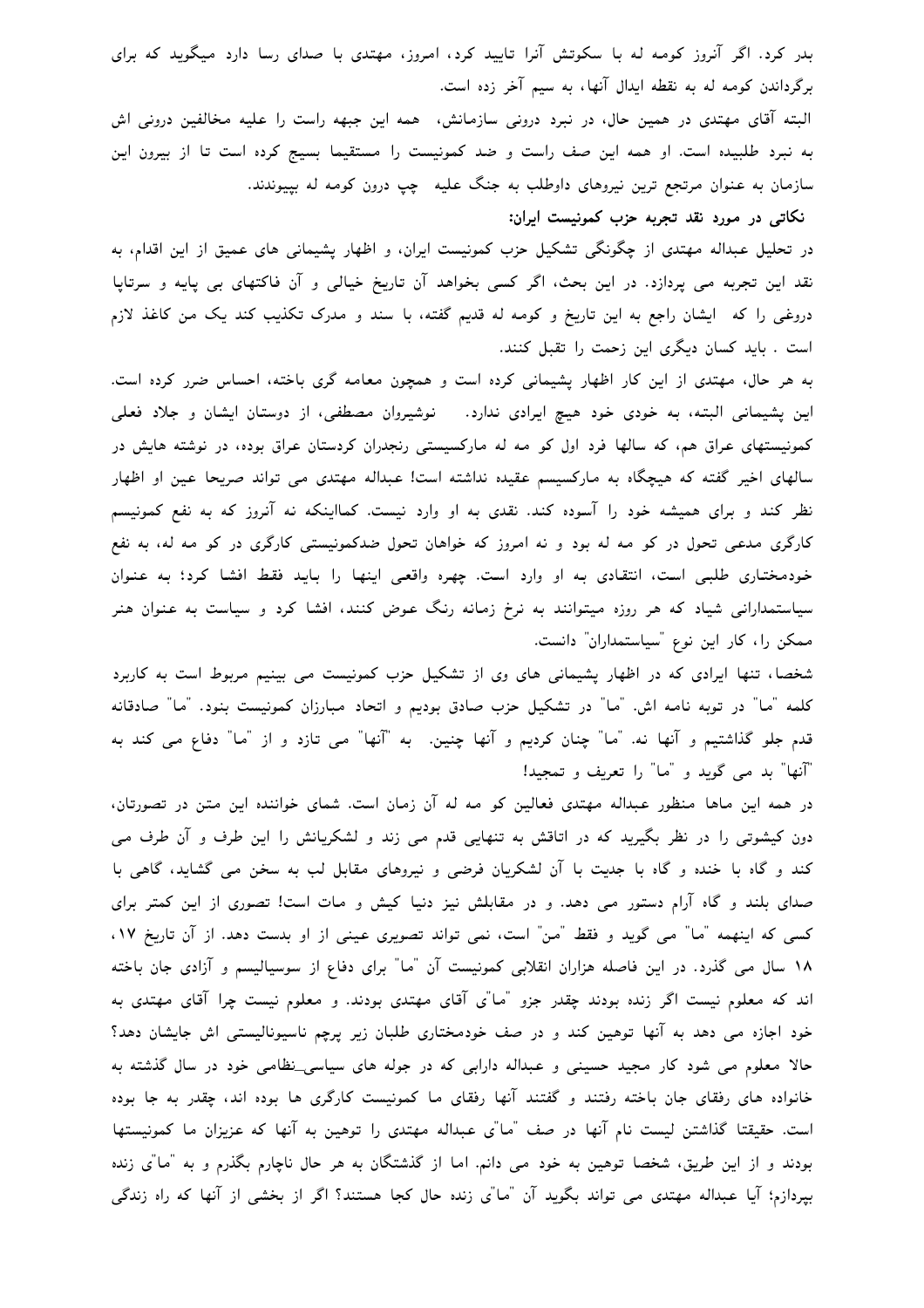بدر کرد. اگر آنروز کومه له با سکوتش آنرا تایید کرد، امروز، مهتدی با صدای رسا دارد میگوید که برای برگرداندن کومه له به نقطه ایدال آنها، به سیم آخر زده است.

البته آقای مهتدی در همین حال، در نبرد درونی سازمانش، همه این جبهه راست را علیه مخالفین درونی اش به نبرد طلبیده است. او همه این صف راست و ضد کمونیست را مستقیما بسیج کرده است تا از بیرون این سازمان به عنوان مرتجع ترین نیروهای داوطلب به جنگ علیه چپ درون کومه له بپیوندند.

**نکاتی در مورد نقد تجربه حزب کمونیست ایران:**

در تحلیل عبداله مهتدی از چگونگی تشکیل حزب کمونیست ایران، و اظهار پشیمانی های عمیق از این اقدام، به نقد این تجربه می پردازد. در این بحث، اگر کسی بخواهد آن تاریخ خیالی و آن فاکتهای بی پایه و سرتاپا دروغی را که ایشان راجع به این تاریخ و کومه له قدیم گفته، با سند و مدرک تکذیب کند یک من کاغذ لازم است . باید کسان دیگری این زحمت را تقبل کنند.

به هر حال، مهتدی از این کار اظهار پشیمانی کرده است و همچون معامه گری باخته، احساس ضرر کرده است. این پشیمانی البته، به خودی خود هیچ ایرادی ندارد. نوشیروان مصطفی، از دوستان ایشان و جلاد فعلی کمونیستهای عراق هم، که سالها فرد اول کو مه له مارکسیستی رنجدران کردستان عراق بوده، در نوشته هایش در سالهای اخیر گفته که هیچگاه به مارکسیسم عقیده نداشته است! عبداله مهتدی می تواند صریحا عین او اظهار نظر کند و برای همیشه خود را آسوده کند. نقدی به او وارد نیست. کمااینکه نه آنروز که به نفع کمونیسم کارگری مدعی تحول در کو مه له بود و نه امروز که خواهان تحول ضدکمونیستی کارگری در کو مه له، به نفع خودمختاری طلبی است، انتقادی به او وارد است. چهره واقعی اینها را باید فقط افشا کرد؛ به عنوان سیاستمدارانی شیاد که هر روزه میتوانند به نرخ زمانه رنگ عوض کنند، افشا کرد و سیاست به عنوان هنر ممکن را، کار این نوع "سیاستمداران" دانست.

شخصا، تنها ایرادی که در اظهار پشیمانی های وی از تشکیل حزب کمونیست می بینیم مربوط است به کاربرد کلمه "ما" در توبه نامه اش. "ما" در تشکیل حزب صادق بودیم و اتحاد مبارزان کمونیست بنود. "ما" صادقانه قدم جلو گذاشتیم و آنها نه. "ما" چنان کردیم و آنها چنین. به "آنها" می تازد و از "ما" دفاع می کند به "آنها" بد می گوید و "ما" را تعریف و تمجید!

در همه این ماها منظور عبداله مهتدی فعالین کو مه له آن زمان است. شمای خواننده این متن در تصورتان، دون کیشوتی را در نظر بگیرید که در اتاقش به تنهایی قدم می زند و لشکریانش را این طرف و آن طرف می کند و گاه با خنده و گاه با جدیت با آن لشکریان فرضی و نیروهای مقابل لب به سخن می گشاید، گاهی با صدای بلند و گاه آرام دستور می دهد. و در مقابلش نیز دنیا کیش و مات است! تصوری از این کمتر برای کسی که اینهمه "ما" می گوید و فقط "من" است، نمی تواند تصویری عینی از او بدست دهد. از آن تاریخ ۱۷، ۱۸ سال می گذرد. در این فاصله هزاران انقلابی کمونیست آن "ما" برای دفاع از سوسیالیسم و آزادی جان باخته اند که معلوم نیست اگر زنده بودند چقدر جزو "ما"ی آقای مهتدی بودند. و معلوم نیست چرا آقای مهتدی به خود اجازه می دهد به آنها توهین کند و در صف خودمختاری طلبان زیر پرچم ناسیونالیستی اش جایشان دهد؟ حالا معلوم می شود کار مجید حسینی و عبداله دارابی که در جوله های سیاسی\_نظامی خود در سال گذشته به خانواده های رفقای جان باخته رفتند و گفتند آنها رفقای ما کمونیست کارگری ها بوده اند، چقدر به جا بوده است. حقیقتا گذاشتن لیست نام آنها در صف "ما"ی عبداله مهتدی را توهین به آنها که عزیزان ما کمونیستها بودند و از این طریق، شخصا توهین به خود می دانم. اما از گذشتگان به هر حال ناچارم بگذرم و به "ما"ی زنده بپردازم؛ آیا عبداله مهتدی می تواند بگوید آن "ما"ی زنده حال کجا هستند؟ اگر از بخشی از آنها که راه زندگی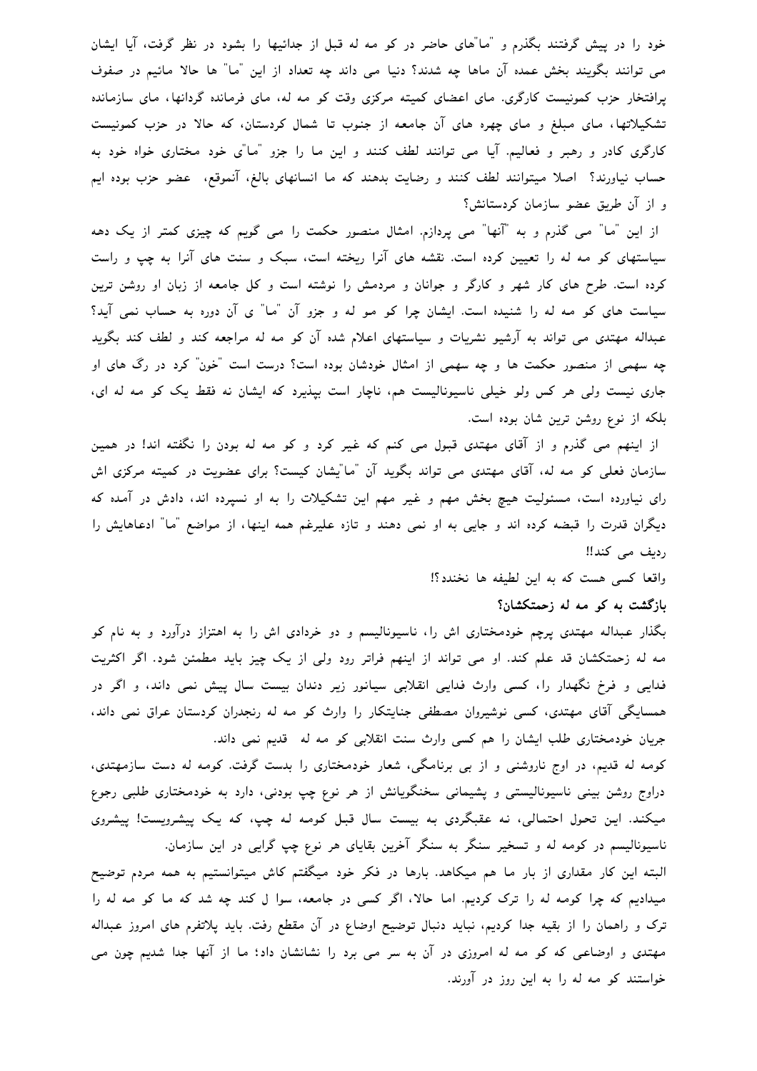خود را در پیش گرفتند بگذرم و "ما"های حاضر در کو مه له قبل از جدائیها را بشود در نظر گرفت، آیا ایشان می توانند بگویند بخش عمده آن ماها چه شدند؟ دنیا می داند چه تعداد از این "ما" ها حالا مائیم در صفوف پرافتخار حزب کمونیست کارگری. مای اعضای کمیته مرکزی وقت کو مه له، مای فرمانده گردانها، مای سازمانده تشکیلاتها، مای مبلغ و مای چهره های آن جامعه از جنوب تا شمال کردستان، که حالا در حزب کمونیست کارگری کادر و رهبر و فعالیم. آیا می توانند لطف کنند و این ما را جزو "ما"ی خود مختاری خواه خود به حساب نیاورند؟ اصلا میتوانند لطف کنند و رضایت بدهند که ما انسانهای بالغ، آنموقع، عضو حزب بوده ایم و از آن طریق عضو سازمان کردستانش؟

از این "ما" می گذرم و به "آنها" می پردازم. امثال منصور حکمت را می گویم که چیزی کمتر از یک دهه سیاستهای کو مه له را تعیین کرده است. نقشه های آنرا ریخته است، سبک و سنت های آنرا به چپ و راست کرده است. طرح های کار شهر و کارگر و جوانان و مردمش را نوشته است و کل جامعه از زبان او روشن ترین سیاست های کو مه له را شنیده است. ایشان چرا کو مو له و جزو آن "ما" ی آن دوره به حساب نمی آید؟ عبداله مهتدی می تواند به آرشیو نشریات و سیاستهای اعلام شده آن کو مه له مراجعه کند و لطف کند بگوید چه سهمی از منصور حکمت ها و چه سهمی از امثال خودشان بوده است؟ درست است "خون" کرد در رگ های او جاری نیست ولی هر کس ولو خیلی ناسیونالیست هم، ناچار است بپذیرد که ایشان نه فقط یک کو مه له ای، بلکه از نوع روشن ترین شان بوده است.

از اینهم می گذرم و از آقای مهتدی قبول می کنم که غیر کرد و کو مه له بودن را نگفته اند! در همین سازمان فعلی کو مه له، آقای مهتدی می تواند بگوید آن "ما"یشان کیست؟ برای عضویت در کمیته مرکزی اش رای نیاورده است، مسئولیت هیچ بخش مهم و غیر مهم این تشکیلات را به او نسپرده اند، دادش در آمده که دیگران قدرت را قبضه کرده اند و جایی به او نمی دهند و تازه علیرغم همه اینها، از مواضع "ما" ادعاهایش را ردیف می کند!!

واقعا کسی هست که به این لطیفه ها نخندد؟!

**بازگشت به کو مه له زحمتکشان؟**

بگذار عبداله مهتدی پرچم خودمختاری اش را، ناسیونالیسم و دو خردادی اش را به اهتزاز درآورد و به نام کو مه له زحمتکشان قد علم کند. او می تواند از اینهم فراتر رود ولی از یک چیز باید مطمئن شود. اگر اکثریت فدایی و فرخ نگهدار را، کسی وارث فدایی انقلابی سیانور زیر دندان بیست سال پیش نمی داند، و اگر در همسایگی آقای مهتدی، کسی نوشیروان مصطفی جنایتکار را وارث کو مه له رنجدران کردستان عراق نمی داند، جریان خودمختاری طلب ایشان را هم کسی وارث سنت انقلابی کو مه له قدیم نمی داند.

کومه له قدیم، در اوج ناروشنی و از بی برنامگی، شعار خودمختاری را بدست گرفت. کومه له دست سازمهتدی، دراوج روشن بینی ناسیونالیستی و پشیمانی سخنگویانش از هر نوع چپ بودنی، دارد به خودمختاری طلبی رجوع میکند. این تحول احتمالی، نه عقبگردی به بیست سال قبل کومه له چپ، که یک پیشرویست! پیشروی ناسیونالیسم در کومه له و تسخیر سنگر به سنگر آخرین بقایای هر نوع چپ گرایی در این سازمان.

البته این کار مقداری از بار ما هم میکاهد. بارها در فکر خود میگفتم کاش میتوانستیم به همه مردم توضیح میدادیم که چرا کومه له را ترک کردیم. اما حالا، اگر کسی در جامعه، سوا ل کند چه شد که ما کو مه له را ترک و راهمان را از بقیه جدا کردیم، نباید دنبال توضیح اوضاع در آن مقطع رفت. باید پلاتفرم های امروز عبداله مهتدی و اوضاعی که کو مه له امروزی در آن به سر می برد را نشانشان داد؛ ما از آنها جدا شدیم چون می خواستند کو مه له را به این روز در آورند.